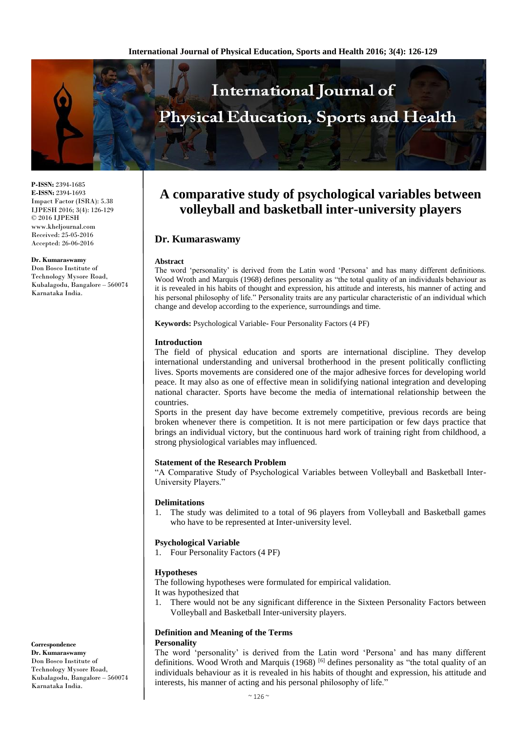**P-ISSN:** 2394-1685
**E-ISSN:** 2394-1693
Impact Factor (ISRA): 5.38
IJPESH 2016; 3(4): 126-129
© 2016 IJPESH
www.kheljournal.com
Received: 25-05-2016
Accepted: 26-06-2016

**Dr. Kumaraswamy**
Don Bosco Institute of Technology Mysore Road, Kubalagodu, Bangalore – 560074 Karnataka India.

# A comparative study of psychological variables between volleyball and basketball inter-university players

## Dr. Kumaraswamy

### Abstract

The word 'personality' is derived from the Latin word 'Persona' and has many different definitions. Wood Wroth and Marquis (1968) defines personality as "the total quality of an individuals behaviour as it is revealed in his habits of thought and expression, his attitude and interests, his manner of acting and his personal philosophy of life." Personality traits are any particular characteristic of an individual which change and develop according to the experience, surroundings and time.

**Keywords:** Psychological Variable- Four Personality Factors (4 PF)

### Introduction

The field of physical education and sports are international discipline. They develop international understanding and universal brotherhood in the present politically conflicting lives. Sports movements are considered one of the major adhesive forces for developing world peace. It may also as one of effective mean in solidifying national integration and developing national character. Sports have become the media of international relationship between the countries.

Sports in the present day have become extremely competitive, previous records are being broken whenever there is competition. It is not mere participation or few days practice that brings an individual victory, but the continuous hard work of training right from childhood, a strong physiological variables may influenced.

### Statement of the Research Problem

"A Comparative Study of Psychological Variables between Volleyball and Basketball Inter-University Players."

### Delimitations

1. The study was delimited to a total of 96 players from Volleyball and Basketball games who have to be represented at Inter-university level.

### Psychological Variable

1. Four Personality Factors (4 PF)

### Hypotheses

The following hypotheses were formulated for empirical validation.
It was hypothesized that

1. There would not be any significant difference in the Sixteen Personality Factors between Volleyball and Basketball Inter-university players.

### Definition and Meaning of the Terms

#### Personality

The word 'personality' is derived from the Latin word 'Persona' and has many different definitions. Wood Wroth and Marquis (1968) [6] defines personality as "the total quality of an individuals behaviour as it is revealed in his habits of thought and expression, his attitude and interests, his manner of acting and his personal philosophy of life."

**Correspondence**
**Dr. Kumaraswamy**
Don Bosco Institute of Technology Mysore Road, Kubalagodu, Bangalore – 560074 Karnataka India.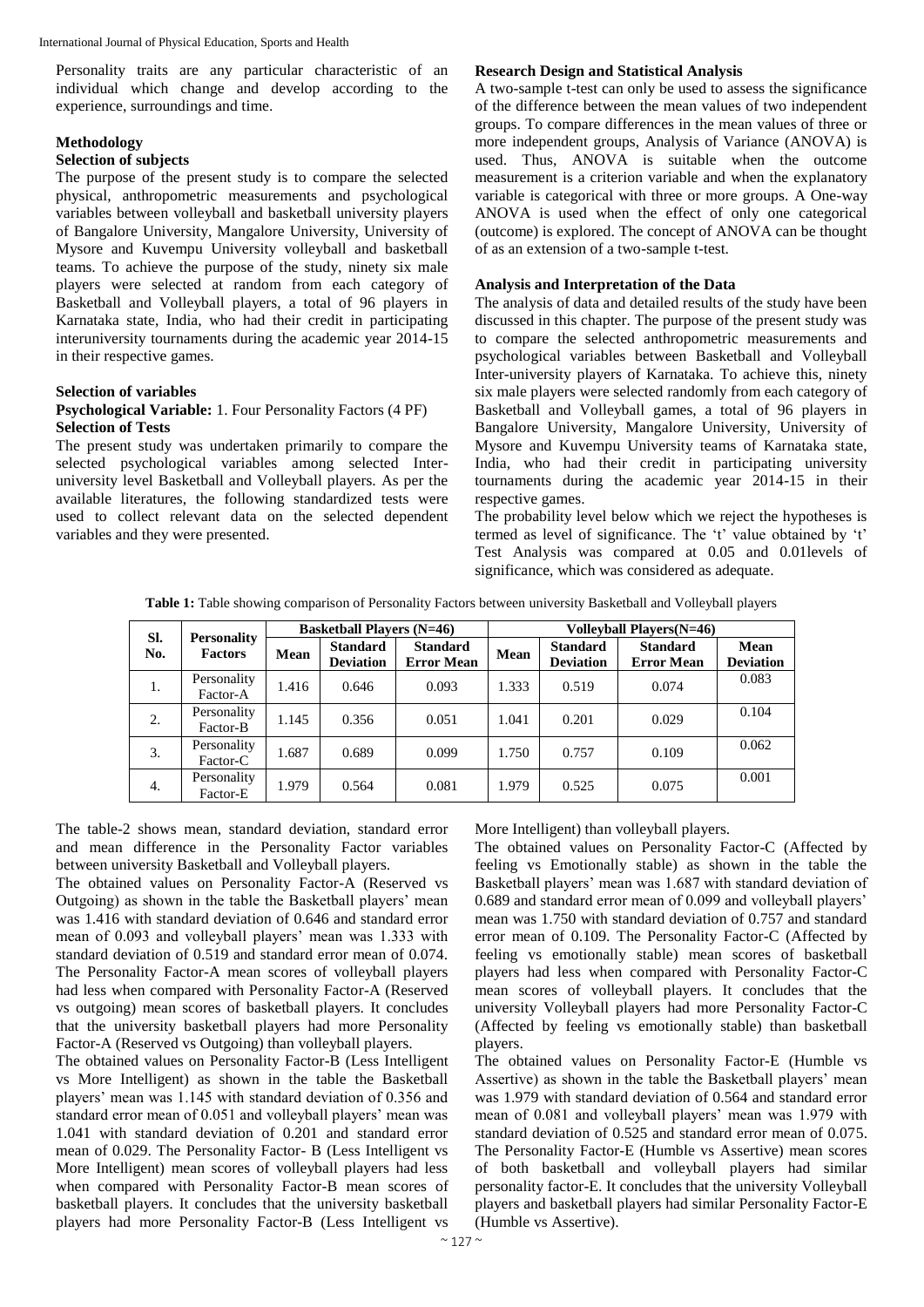Personality traits are any particular characteristic of an individual which change and develop according to the experience, surroundings and time.

## Methodology

### Selection of subjects

The purpose of the present study is to compare the selected physical, anthropometric measurements and psychological variables between volleyball and basketball university players of Bangalore University, Mangalore University, University of Mysore and Kuvempu University volleyball and basketball teams. To achieve the purpose of the study, ninety six male players were selected at random from each category of Basketball and Volleyball players, a total of 96 players in Karnataka state, India, who had their credit in participating interuniversity tournaments during the academic year 2014-15 in their respective games.

### Selection of variables

**Psychological Variable:** 1. Four Personality Factors (4 PF)

### Selection of Tests

The present study was undertaken primarily to compare the selected psychological variables among selected Inter-university level Basketball and Volleyball players. As per the available literatures, the following standardized tests were used to collect relevant data on the selected dependent variables and they were presented.

### Research Design and Statistical Analysis

A two-sample t-test can only be used to assess the significance of the difference between the mean values of two independent groups. To compare differences in the mean values of three or more independent groups, Analysis of Variance (ANOVA) is used. Thus, ANOVA is suitable when the outcome measurement is a criterion variable and when the explanatory variable is categorical with three or more groups. A One-way ANOVA is used when the effect of only one categorical (outcome) is explored. The concept of ANOVA can be thought of as an extension of a two-sample t-test.

### Analysis and Interpretation of the Data

The analysis of data and detailed results of the study have been discussed in this chapter. The purpose of the present study was to compare the selected anthropometric measurements and psychological variables between Basketball and Volleyball Inter-university players of Karnataka. To achieve this, ninety six male players were selected randomly from each category of Basketball and Volleyball games, a total of 96 players in Bangalore University, Mangalore University, University of Mysore and Kuvempu University teams of Karnataka state, India, who had their credit in participating university tournaments during the academic year 2014-15 in their respective games.

The probability level below which we reject the hypotheses is termed as level of significance. The 't' value obtained by 't' Test Analysis was compared at 0.05 and 0.01levels of significance, which was considered as adequate.

**Table 1:** Table showing comparison of Personality Factors between university Basketball and Volleyball players

| Sl. No. | Personality Factors | Basketball Players (N=46) | | | Volleyball Players(N=46) | | | |
|---|---|---|---|---|---|---|---|---|
| | | Mean | Standard Deviation | Standard Error Mean | Mean | Standard Deviation | Standard Error Mean | Mean Deviation |
| 1. | Personality Factor-A | 1.416 | 0.646 | 0.093 | 1.333 | 0.519 | 0.074 | 0.083 |
| 2. | Personality Factor-B | 1.145 | 0.356 | 0.051 | 1.041 | 0.201 | 0.029 | 0.104 |
| 3. | Personality Factor-C | 1.687 | 0.689 | 0.099 | 1.750 | 0.757 | 0.109 | 0.062 |
| 4. | Personality Factor-E | 1.979 | 0.564 | 0.081 | 1.979 | 0.525 | 0.075 | 0.001 |

The table-2 shows mean, standard deviation, standard error and mean difference in the Personality Factor variables between university Basketball and Volleyball players.

The obtained values on Personality Factor-A (Reserved vs Outgoing) as shown in the table the Basketball players' mean was 1.416 with standard deviation of 0.646 and standard error mean of 0.093 and volleyball players' mean was 1.333 with standard deviation of 0.519 and standard error mean of 0.074. The Personality Factor-A mean scores of volleyball players had less when compared with Personality Factor-A (Reserved vs outgoing) mean scores of basketball players. It concludes that the university basketball players had more Personality Factor-A (Reserved vs Outgoing) than volleyball players.

The obtained values on Personality Factor-B (Less Intelligent vs More Intelligent) as shown in the table the Basketball players' mean was 1.145 with standard deviation of 0.356 and standard error mean of 0.051 and volleyball players' mean was 1.041 with standard deviation of 0.201 and standard error mean of 0.029. The Personality Factor- B (Less Intelligent vs More Intelligent) mean scores of volleyball players had less when compared with Personality Factor-B mean scores of basketball players. It concludes that the university basketball players had more Personality Factor-B (Less Intelligent vs More Intelligent) than volleyball players.

The obtained values on Personality Factor-C (Affected by feeling vs Emotionally stable) as shown in the table the Basketball players' mean was 1.687 with standard deviation of 0.689 and standard error mean of 0.099 and volleyball players' mean was 1.750 with standard deviation of 0.757 and standard error mean of 0.109. The Personality Factor-C (Affected by feeling vs emotionally stable) mean scores of basketball players had less when compared with Personality Factor-C mean scores of volleyball players. It concludes that the university Volleyball players had more Personality Factor-C (Affected by feeling vs emotionally stable) than basketball players.

The obtained values on Personality Factor-E (Humble vs Assertive) as shown in the table the Basketball players' mean was 1.979 with standard deviation of 0.564 and standard error mean of 0.081 and volleyball players' mean was 1.979 with standard deviation of 0.525 and standard error mean of 0.075. The Personality Factor-E (Humble vs Assertive) mean scores of both basketball and volleyball players had similar personality factor-E. It concludes that the university Volleyball players and basketball players had similar Personality Factor-E (Humble vs Assertive).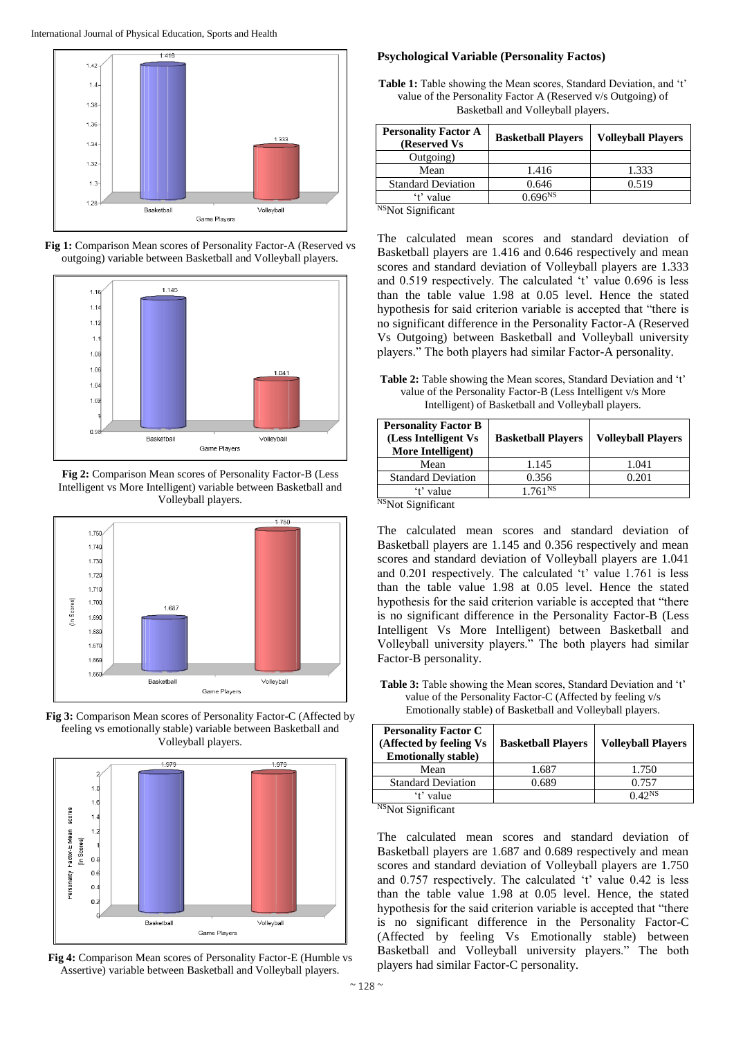Fig 1: Comparison Mean scores of Personality Factor-A (Reserved vs outgoing) variable between Basketball and Volleyball players.

Fig 2: Comparison Mean scores of Personality Factor-B (Less Intelligent vs More Intelligent) variable between Basketball and Volleyball players.

Fig 3: Comparison Mean scores of Personality Factor-C (Affected by feeling vs emotionally stable) variable between Basketball and Volleyball players.

Fig 4: Comparison Mean scores of Personality Factor-E (Humble vs Assertive) variable between Basketball and Volleyball players.

**Psychological Variable (Personality Factos)**

**Table 1:** Table showing the Mean scores, Standard Deviation, and 't' value of the Personality Factor A (Reserved v/s Outgoing) of Basketball and Volleyball players.

| Personality Factor A (Reserved Vs Outgoing) | Basketball Players | Volleyball Players |
|---|---|---|
| Mean | 1.416 | 1.333 |
| Standard Deviation | 0.646 | 0.519 |
| 't' value | 0.696[NS] | |

[NS]Not Significant

The calculated mean scores and standard deviation of Basketball players are 1.416 and 0.646 respectively and mean scores and standard deviation of Volleyball players are 1.333 and 0.519 respectively. The calculated 't' value 0.696 is less than the table value 1.98 at 0.05 level. Hence the stated hypothesis for said criterion variable is accepted that "there is no significant difference in the Personality Factor-A (Reserved Vs Outgoing) between Basketball and Volleyball university players." The both players had similar Factor-A personality.

**Table 2:** Table showing the Mean scores, Standard Deviation and 't' value of the Personality Factor-B (Less Intelligent v/s More Intelligent) of Basketball and Volleyball players.

| Personality Factor B (Less Intelligent Vs More Intelligent) | Basketball Players | Volleyball Players |
|---|---|---|
| Mean | 1.145 | 1.041 |
| Standard Deviation | 0.356 | 0.201 |
| 't' value | 1.761[NS] | |

[NS]Not Significant

The calculated mean scores and standard deviation of Basketball players are 1.145 and 0.356 respectively and mean scores and standard deviation of Volleyball players are 1.041 and 0.201 respectively. The calculated 't' value 1.761 is less than the table value 1.98 at 0.05 level. Hence the stated hypothesis for the said criterion variable is accepted that "there is no significant difference in the Personality Factor-B (Less Intelligent Vs More Intelligent) between Basketball and Volleyball university players." The both players had similar Factor-B personality.

**Table 3:** Table showing the Mean scores, Standard Deviation and 't' value of the Personality Factor-C (Affected by feeling v/s Emotionally stable) of Basketball and Volleyball players.

| Personality Factor C (Affected by feeling Vs Emotionally stable) | Basketball Players | Volleyball Players |
|---|---|---|
| Mean | 1.687 | 1.750 |
| Standard Deviation | 0.689 | 0.757 |
| 't' value | | 0.42[NS] |

[NS]Not Significant

The calculated mean scores and standard deviation of Basketball players are 1.687 and 0.689 respectively and mean scores and standard deviation of Volleyball players are 1.750 and 0.757 respectively. The calculated 't' value 0.42 is less than the table value 1.98 at 0.05 level. Hence, the stated hypothesis for the said criterion variable is accepted that "there is no significant difference in the Personality Factor-C (Affected by feeling Vs Emotionally stable) between Basketball and Volleyball university players." The both players had similar Factor-C personality.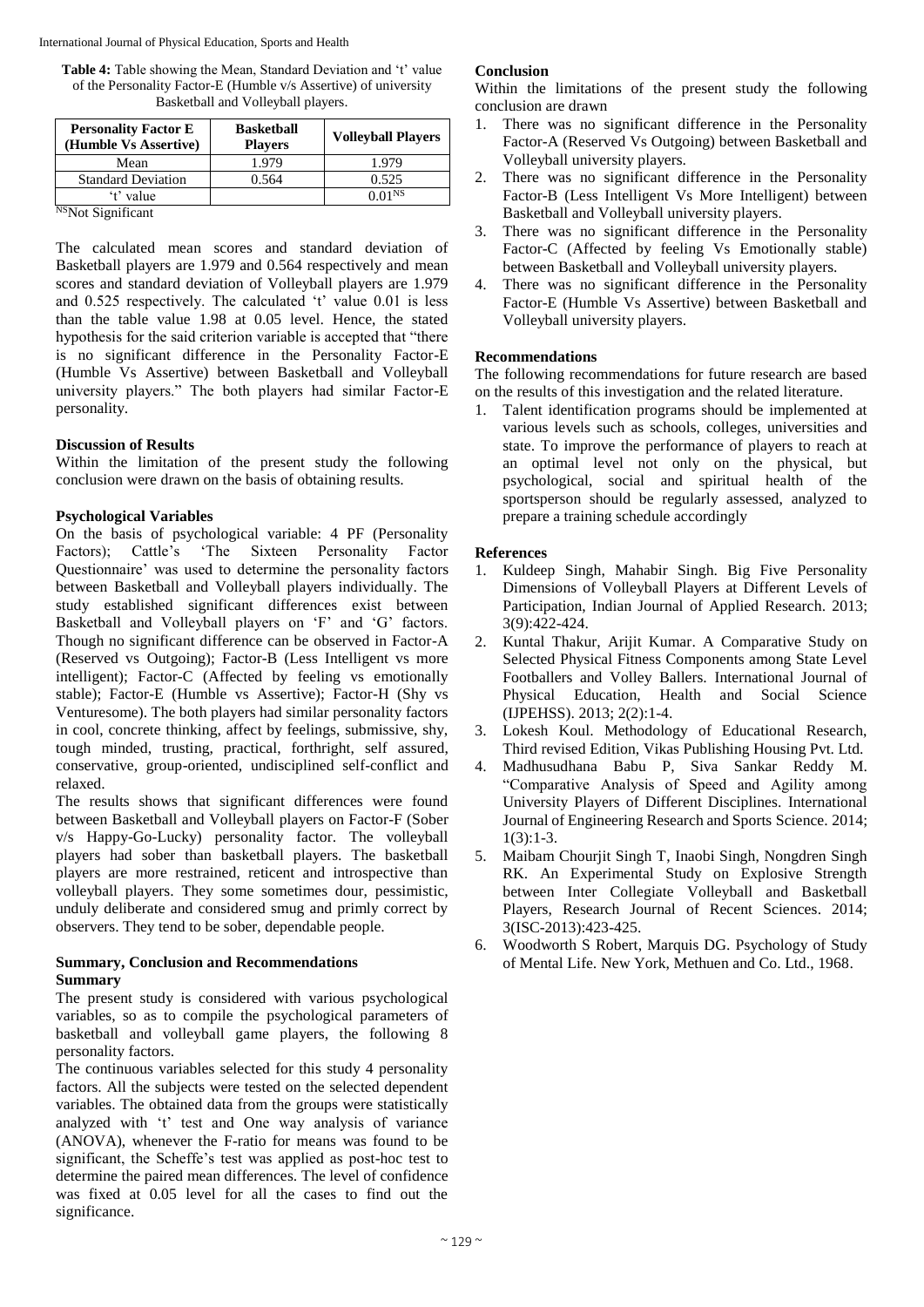**Table 4:** Table showing the Mean, Standard Deviation and 't' value of the Personality Factor-E (Humble v/s Assertive) of university Basketball and Volleyball players.

| Personality Factor E (Humble Vs Assertive) | Basketball Players | Volleyball Players |
|---|---|---|
| Mean | 1.979 | 1.979 |
| Standard Deviation | 0.564 | 0.525 |
| 't' value | | 0.01[NS] |

[NS]Not Significant

The calculated mean scores and standard deviation of Basketball players are 1.979 and 0.564 respectively and mean scores and standard deviation of Volleyball players are 1.979 and 0.525 respectively. The calculated 't' value 0.01 is less than the table value 1.98 at 0.05 level. Hence, the stated hypothesis for the said criterion variable is accepted that "there is no significant difference in the Personality Factor-E (Humble Vs Assertive) between Basketball and Volleyball university players." The both players had similar Factor-E personality.

### Discussion of Results

Within the limitation of the present study the following conclusion were drawn on the basis of obtaining results.

### Psychological Variables

On the basis of psychological variable: 4 PF (Personality Factors); Cattle's 'The Sixteen Personality Factor Questionnaire' was used to determine the personality factors between Basketball and Volleyball players individually. The study established significant differences exist between Basketball and Volleyball players on 'F' and 'G' factors. Though no significant difference can be observed in Factor-A (Reserved vs Outgoing); Factor-B (Less Intelligent vs more intelligent); Factor-C (Affected by feeling vs emotionally stable); Factor-E (Humble vs Assertive); Factor-H (Shy vs Venturesome). The both players had similar personality factors in cool, concrete thinking, affect by feelings, submissive, shy, tough minded, trusting, practical, forthright, self assured, conservative, group-oriented, undisciplined self-conflict and relaxed.

The results shows that significant differences were found between Basketball and Volleyball players on Factor-F (Sober v/s Happy-Go-Lucky) personality factor. The volleyball players had sober than basketball players. The basketball players are more restrained, reticent and introspective than volleyball players. They some sometimes dour, pessimistic, unduly deliberate and considered smug and primly correct by observers. They tend to be sober, dependable people.

## Summary, Conclusion and Recommendations

### Summary

The present study is considered with various psychological variables, so as to compile the psychological parameters of basketball and volleyball game players, the following 8 personality factors.

The continuous variables selected for this study 4 personality factors. All the subjects were tested on the selected dependent variables. The obtained data from the groups were statistically analyzed with 't' test and One way analysis of variance (ANOVA), whenever the F-ratio for means was found to be significant, the Scheffe's test was applied as post-hoc test to determine the paired mean differences. The level of confidence was fixed at 0.05 level for all the cases to find out the significance.

### Conclusion

Within the limitations of the present study the following conclusion are drawn

1. There was no significant difference in the Personality Factor-A (Reserved Vs Outgoing) between Basketball and Volleyball university players.
2. There was no significant difference in the Personality Factor-B (Less Intelligent Vs More Intelligent) between Basketball and Volleyball university players.
3. There was no significant difference in the Personality Factor-C (Affected by feeling Vs Emotionally stable) between Basketball and Volleyball university players.
4. There was no significant difference in the Personality Factor-E (Humble Vs Assertive) between Basketball and Volleyball university players.

### Recommendations

The following recommendations for future research are based on the results of this investigation and the related literature.

1. Talent identification programs should be implemented at various levels such as schools, colleges, universities and state. To improve the performance of players to reach at an optimal level not only on the physical, but psychological, social and spiritual health of the sportsperson should be regularly assessed, analyzed to prepare a training schedule accordingly

## References

1. Kuldeep Singh, Mahabir Singh. Big Five Personality Dimensions of Volleyball Players at Different Levels of Participation, Indian Journal of Applied Research. 2013; 3(9):422-424.
2. Kuntal Thakur, Arijit Kumar. A Comparative Study on Selected Physical Fitness Components among State Level Footballers and Volley Ballers. International Journal of Physical Education, Health and Social Science (IJPEHSS). 2013; 2(2):1-4.
3. Lokesh Koul. Methodology of Educational Research, Third revised Edition, Vikas Publishing Housing Pvt. Ltd.
4. Madhusudhana Babu P, Siva Sankar Reddy M. "Comparative Analysis of Speed and Agility among University Players of Different Disciplines. International Journal of Engineering Research and Sports Science. 2014; 1(3):1-3.
5. Maibam Chourjit Singh T, Inaobi Singh, Nongdren Singh RK. An Experimental Study on Explosive Strength between Inter Collegiate Volleyball and Basketball Players, Research Journal of Recent Sciences. 2014; 3(ISC-2013):423-425.
6. Woodworth S Robert, Marquis DG. Psychology of Study of Mental Life. New York, Methuen and Co. Ltd., 1968.